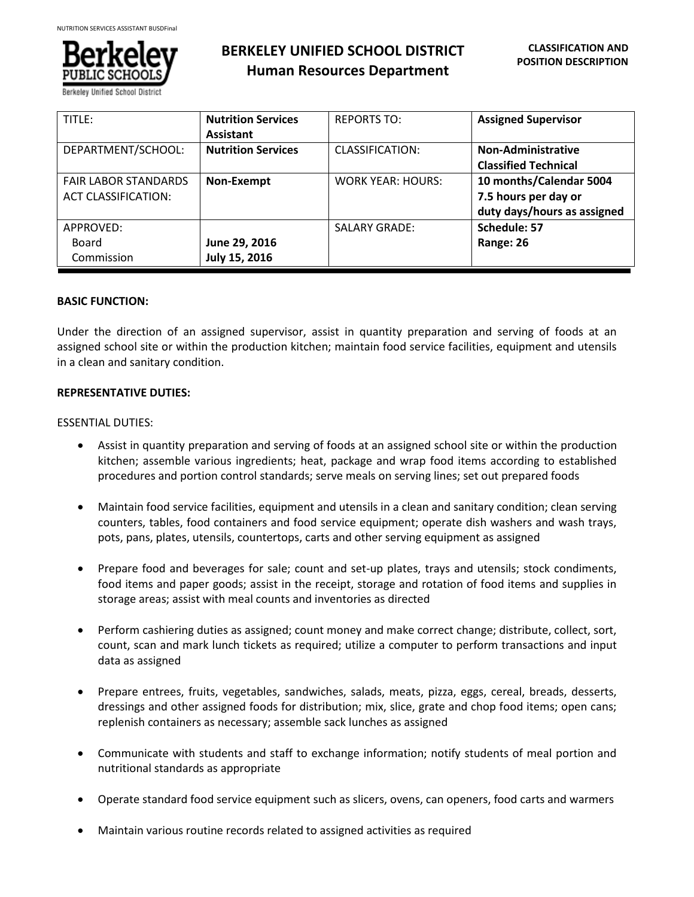# BERKELEY UNIFIED SCHOOL DISTRICT
## Human Resources Department

**CLASSIFICATION AND POSITION DESCRIPTION**

| TITLE: | **Nutrition Services Assistant** | REPORTS TO: | **Assigned Supervisor** |
|---|---|---|---|
| DEPARTMENT/SCHOOL: | **Nutrition Services** | CLASSIFICATION: | **Non-Administrative Classified Technical** |
| FAIR LABOR STANDARDS ACT CLASSIFICATION: | **Non-Exempt** | WORK YEAR: HOURS: | **10 months/Calendar 5004 7.5 hours per day or duty days/hours as assigned** |
| APPROVED: Board Commission | **June 29, 2016 July 15, 2016** | SALARY GRADE: | **Schedule: 57 Range: 26** |

**BASIC FUNCTION:**

Under the direction of an assigned supervisor, assist in quantity preparation and serving of foods at an assigned school site or within the production kitchen; maintain food service facilities, equipment and utensils in a clean and sanitary condition.

**REPRESENTATIVE DUTIES:**

ESSENTIAL DUTIES:

- Assist in quantity preparation and serving of foods at an assigned school site or within the production kitchen; assemble various ingredients; heat, package and wrap food items according to established procedures and portion control standards; serve meals on serving lines; set out prepared foods
- Maintain food service facilities, equipment and utensils in a clean and sanitary condition; clean serving counters, tables, food containers and food service equipment; operate dish washers and wash trays, pots, pans, plates, utensils, countertops, carts and other serving equipment as assigned
- Prepare food and beverages for sale; count and set-up plates, trays and utensils; stock condiments, food items and paper goods; assist in the receipt, storage and rotation of food items and supplies in storage areas; assist with meal counts and inventories as directed
- Perform cashiering duties as assigned; count money and make correct change; distribute, collect, sort, count, scan and mark lunch tickets as required; utilize a computer to perform transactions and input data as assigned
- Prepare entrees, fruits, vegetables, sandwiches, salads, meats, pizza, eggs, cereal, breads, desserts, dressings and other assigned foods for distribution; mix, slice, grate and chop food items; open cans; replenish containers as necessary; assemble sack lunches as assigned
- Communicate with students and staff to exchange information; notify students of meal portion and nutritional standards as appropriate
- Operate standard food service equipment such as slicers, ovens, can openers, food carts and warmers
- Maintain various routine records related to assigned activities as required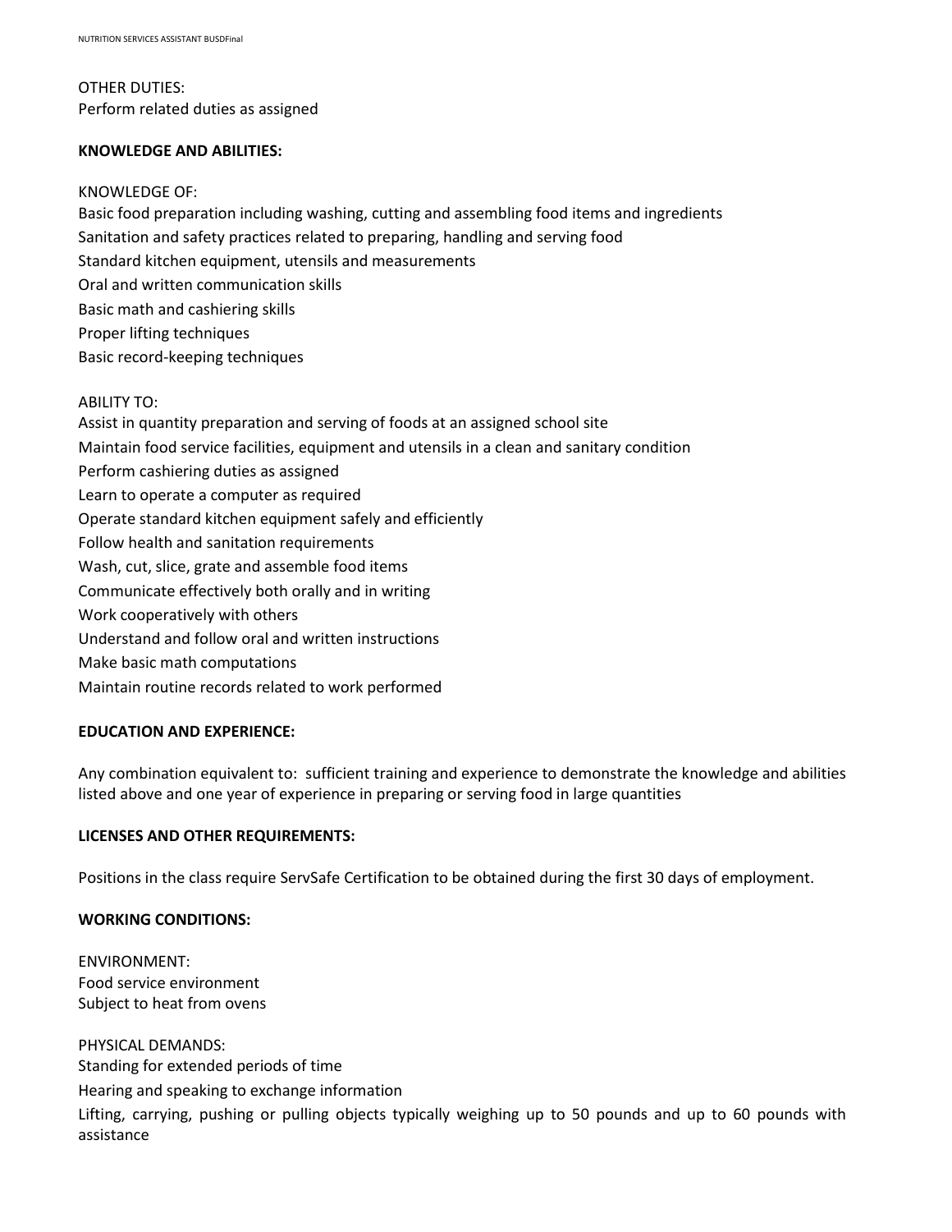OTHER DUTIES:
Perform related duties as assigned

**KNOWLEDGE AND ABILITIES:**

KNOWLEDGE OF:
Basic food preparation including washing, cutting and assembling food items and ingredients
Sanitation and safety practices related to preparing, handling and serving food
Standard kitchen equipment, utensils and measurements
Oral and written communication skills
Basic math and cashiering skills
Proper lifting techniques
Basic record-keeping techniques

ABILITY TO:
Assist in quantity preparation and serving of foods at an assigned school site
Maintain food service facilities, equipment and utensils in a clean and sanitary condition
Perform cashiering duties as assigned
Learn to operate a computer as required
Operate standard kitchen equipment safely and efficiently
Follow health and sanitation requirements
Wash, cut, slice, grate and assemble food items
Communicate effectively both orally and in writing
Work cooperatively with others
Understand and follow oral and written instructions
Make basic math computations
Maintain routine records related to work performed

**EDUCATION AND EXPERIENCE:**

Any combination equivalent to: sufficient training and experience to demonstrate the knowledge and abilities listed above and one year of experience in preparing or serving food in large quantities

**LICENSES AND OTHER REQUIREMENTS:**

Positions in the class require ServSafe Certification to be obtained during the first 30 days of employment.

**WORKING CONDITIONS:**

ENVIRONMENT:
Food service environment
Subject to heat from ovens

PHYSICAL DEMANDS:
Standing for extended periods of time
Hearing and speaking to exchange information
Lifting, carrying, pushing or pulling objects typically weighing up to 50 pounds and up to 60 pounds with assistance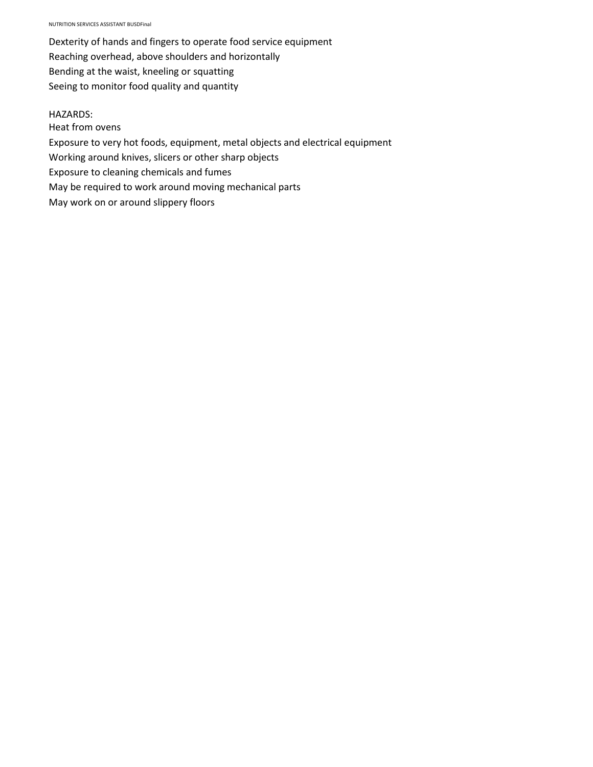Dexterity of hands and fingers to operate food service equipment
Reaching overhead, above shoulders and horizontally
Bending at the waist, kneeling or squatting
Seeing to monitor food quality and quantity

HAZARDS:
Heat from ovens
Exposure to very hot foods, equipment, metal objects and electrical equipment
Working around knives, slicers or other sharp objects
Exposure to cleaning chemicals and fumes
May be required to work around moving mechanical parts
May work on or around slippery floors